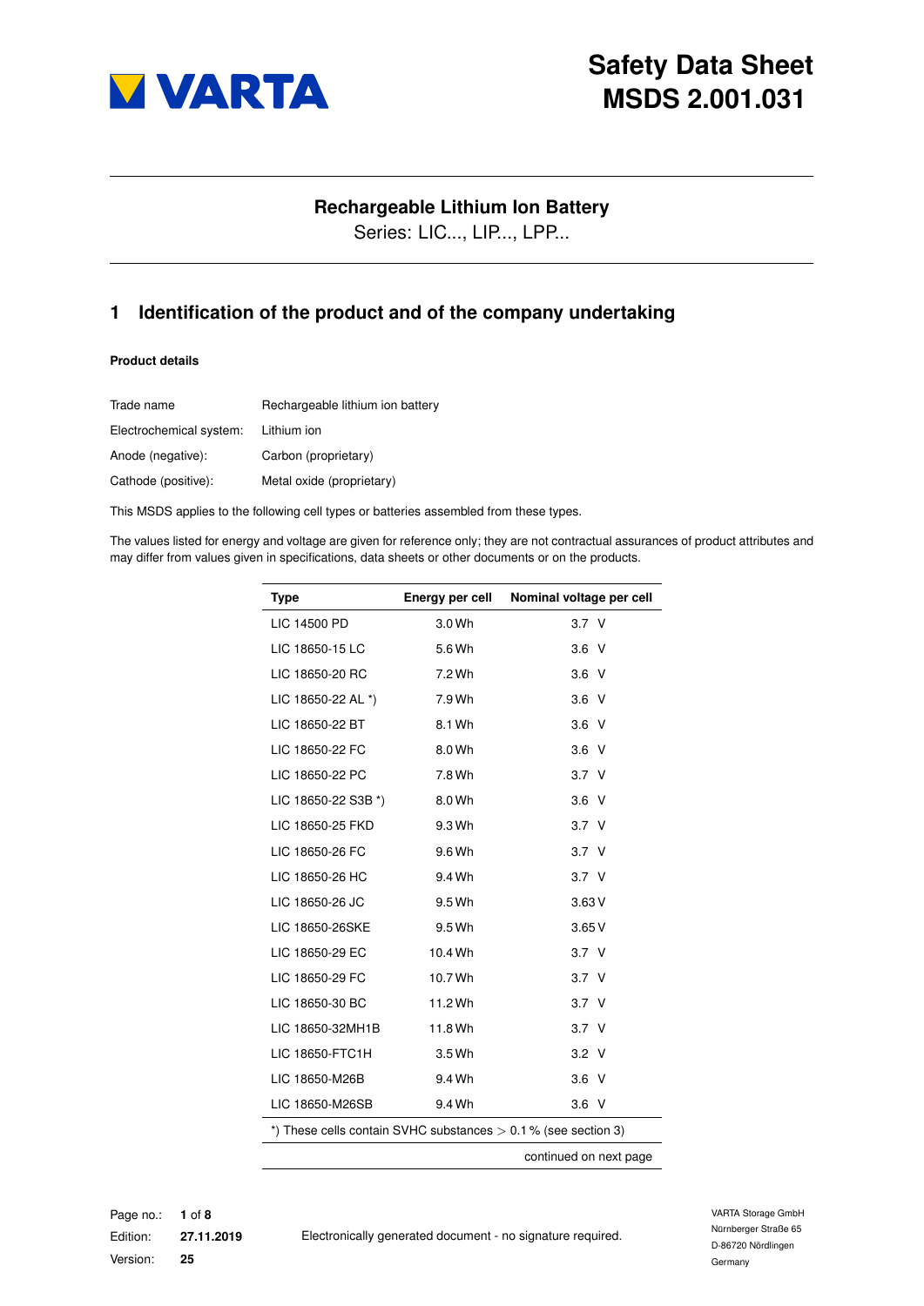# Safety Data Sheet MSDS 2.001.031

## Rechargeable Lithium Ion Battery

Series: LIC..., LIP..., LPP...

## 1 Identification of the product and of the company undertaking

**Product details**

| | |
|---|---|
| Trade name | Rechargeable lithium ion battery |
| Electrochemical system: | Lithium ion |
| Anode (negative): | Carbon (proprietary) |
| Cathode (positive): | Metal oxide (proprietary) |

This MSDS applies to the following cell types or batteries assembled from these types.

The values listed for energy and voltage are given for reference only; they are not contractual assurances of product attributes and may differ from values given in specifications, data sheets or other documents or on the products.

| Type | Energy per cell | Nominal voltage per cell |
|---|---|---|
| LIC 14500 PD | 3.0 Wh | 3.7 V |
| LIC 18650-15 LC | 5.6 Wh | 3.6 V |
| LIC 18650-20 RC | 7.2 Wh | 3.6 V |
| LIC 18650-22 AL *) | 7.9 Wh | 3.6 V |
| LIC 18650-22 BT | 8.1 Wh | 3.6 V |
| LIC 18650-22 FC | 8.0 Wh | 3.6 V |
| LIC 18650-22 PC | 7.8 Wh | 3.7 V |
| LIC 18650-22 S3B *) | 8.0 Wh | 3.6 V |
| LIC 18650-25 FKD | 9.3 Wh | 3.7 V |
| LIC 18650-26 FC | 9.6 Wh | 3.7 V |
| LIC 18650-26 HC | 9.4 Wh | 3.7 V |
| LIC 18650-26 JC | 9.5 Wh | 3.63 V |
| LIC 18650-26SKE | 9.5 Wh | 3.65 V |
| LIC 18650-29 EC | 10.4 Wh | 3.7 V |
| LIC 18650-29 FC | 10.7 Wh | 3.7 V |
| LIC 18650-30 BC | 11.2 Wh | 3.7 V |
| LIC 18650-32MH1B | 11.8 Wh | 3.7 V |
| LIC 18650-FTC1H | 3.5 Wh | 3.2 V |
| LIC 18650-M26B | 9.4 Wh | 3.6 V |
| LIC 18650-M26SB | 9.4 Wh | 3.6 V |

*) These cells contain SVHC substances $>$ 0.1 % (see section 3)

continued on next page

Edition: 27.11.2019

Version: 25

Electronically generated document - no signature required.

VARTA Storage GmbH
Nürnberger Straße 65
D-86720 Nördlingen
Germany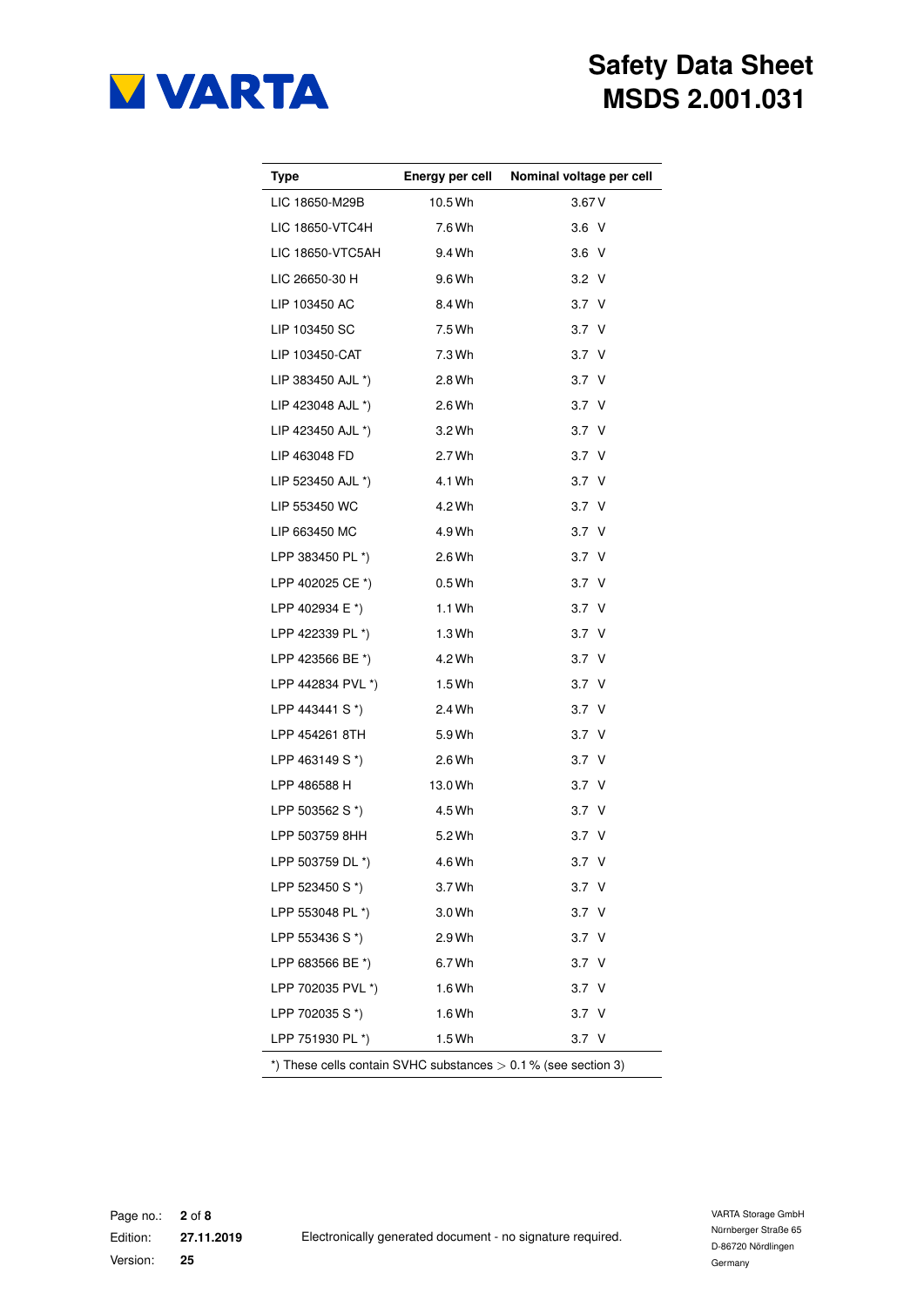| Type | Energy per cell | Nominal voltage per cell |
|---|---|---|
| LIC 18650-M29B | 10.5 Wh | 3.67 V |
| LIC 18650-VTC4H | 7.6 Wh | 3.6 V |
| LIC 18650-VTC5AH | 9.4 Wh | 3.6 V |
| LIC 26650-30 H | 9.6 Wh | 3.2 V |
| LIP 103450 AC | 8.4 Wh | 3.7 V |
| LIP 103450 SC | 7.5 Wh | 3.7 V |
| LIP 103450-CAT | 7.3 Wh | 3.7 V |
| LIP 383450 AJL *) | 2.8 Wh | 3.7 V |
| LIP 423048 AJL *) | 2.6 Wh | 3.7 V |
| LIP 423450 AJL *) | 3.2 Wh | 3.7 V |
| LIP 463048 FD | 2.7 Wh | 3.7 V |
| LIP 523450 AJL *) | 4.1 Wh | 3.7 V |
| LIP 553450 WC | 4.2 Wh | 3.7 V |
| LIP 663450 MC | 4.9 Wh | 3.7 V |
| LPP 383450 PL *) | 2.6 Wh | 3.7 V |
| LPP 402025 CE *) | 0.5 Wh | 3.7 V |
| LPP 402934 E *) | 1.1 Wh | 3.7 V |
| LPP 422339 PL *) | 1.3 Wh | 3.7 V |
| LPP 423566 BE *) | 4.2 Wh | 3.7 V |
| LPP 442834 PVL *) | 1.5 Wh | 3.7 V |
| LPP 443441 S *) | 2.4 Wh | 3.7 V |
| LPP 454261 8TH | 5.9 Wh | 3.7 V |
| LPP 463149 S *) | 2.6 Wh | 3.7 V |
| LPP 486588 H | 13.0 Wh | 3.7 V |
| LPP 503562 S *) | 4.5 Wh | 3.7 V |
| LPP 503759 8HH | 5.2 Wh | 3.7 V |
| LPP 503759 DL *) | 4.6 Wh | 3.7 V |
| LPP 523450 S *) | 3.7 Wh | 3.7 V |
| LPP 553048 PL *) | 3.0 Wh | 3.7 V |
| LPP 553436 S *) | 2.9 Wh | 3.7 V |
| LPP 683566 BE *) | 6.7 Wh | 3.7 V |
| LPP 702035 PVL *) | 1.6 Wh | 3.7 V |
| LPP 702035 S *) | 1.6 Wh | 3.7 V |
| LPP 751930 PL *) | 1.5 Wh | 3.7 V |

*) These cells contain SVHC substances $>$ 0.1 % (see section 3)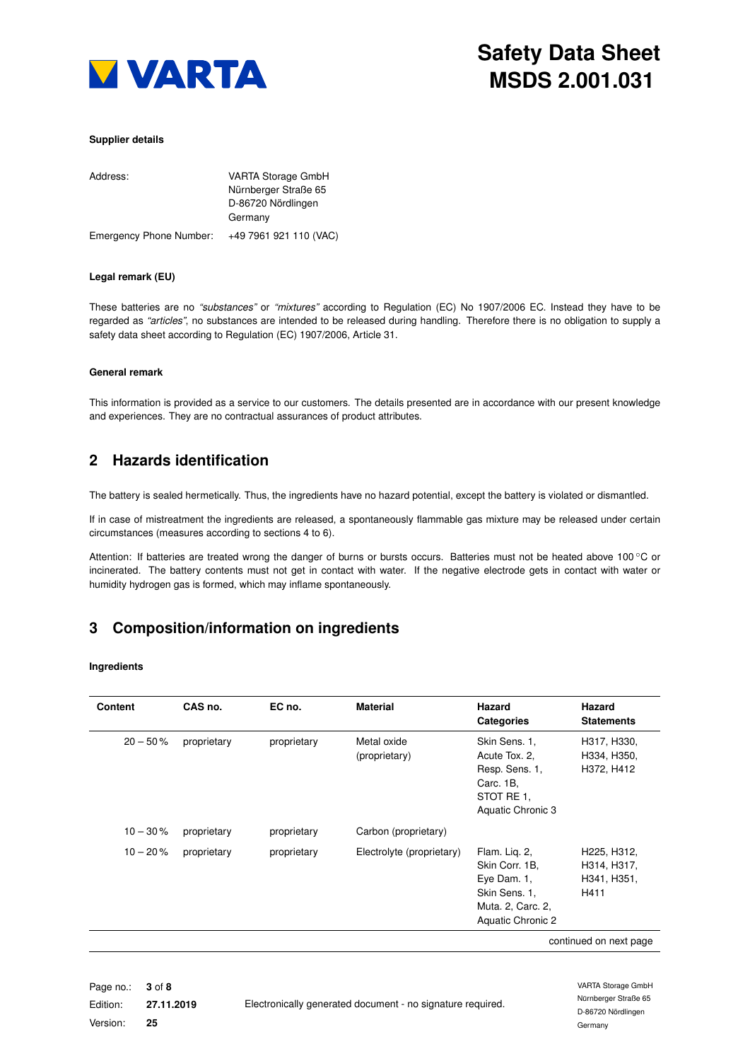#### Supplier details

| | |
|---|---|
| Address: | VARTA Storage GmbH<br>Nürnberger Straße 65<br>D-86720 Nördlingen<br>Germany |
| Emergency Phone Number: | +49 7961 921 110 (VAC) |

#### Legal remark (EU)

These batteries are no *"substances"* or *"mixtures"* according to Regulation (EC) No 1907/2006 EC. Instead they have to be regarded as *"articles"*, no substances are intended to be released during handling. Therefore there is no obligation to supply a safety data sheet according to Regulation (EC) 1907/2006, Article 31.

#### General remark

This information is provided as a service to our customers. The details presented are in accordance with our present knowledge and experiences. They are no contractual assurances of product attributes.

## 2 Hazards identification

The battery is sealed hermetically. Thus, the ingredients have no hazard potential, except the battery is violated or dismantled.

If in case of mistreatment the ingredients are released, a spontaneously flammable gas mixture may be released under certain circumstances (measures according to sections 4 to 6).

Attention: If batteries are treated wrong the danger of burns or bursts occurs. Batteries must not be heated above 100 °C or incinerated. The battery contents must not get in contact with water. If the negative electrode gets in contact with water or humidity hydrogen gas is formed, which may inflame spontaneously.

## 3 Composition/information on ingredients

#### Ingredients

| Content | CAS no. | EC no. | Material | Hazard Categories | Hazard Statements |
|---|---|---|---|---|---|
| 20 – 50 % | proprietary | proprietary | Metal oxide (proprietary) | Skin Sens. 1, Acute Tox. 2, Resp. Sens. 1, Carc. 1B, STOT RE 1, Aquatic Chronic 3 | H317, H330, H334, H350, H372, H412 |
| 10 – 30 % | proprietary | proprietary | Carbon (proprietary) | | |
| 10 – 20 % | proprietary | proprietary | Electrolyte (proprietary) | Flam. Liq. 2, Skin Corr. 1B, Eye Dam. 1, Skin Sens. 1, Muta. 2, Carc. 2, Aquatic Chronic 2 | H225, H312, H314, H317, H341, H351, H411 |

continued on next page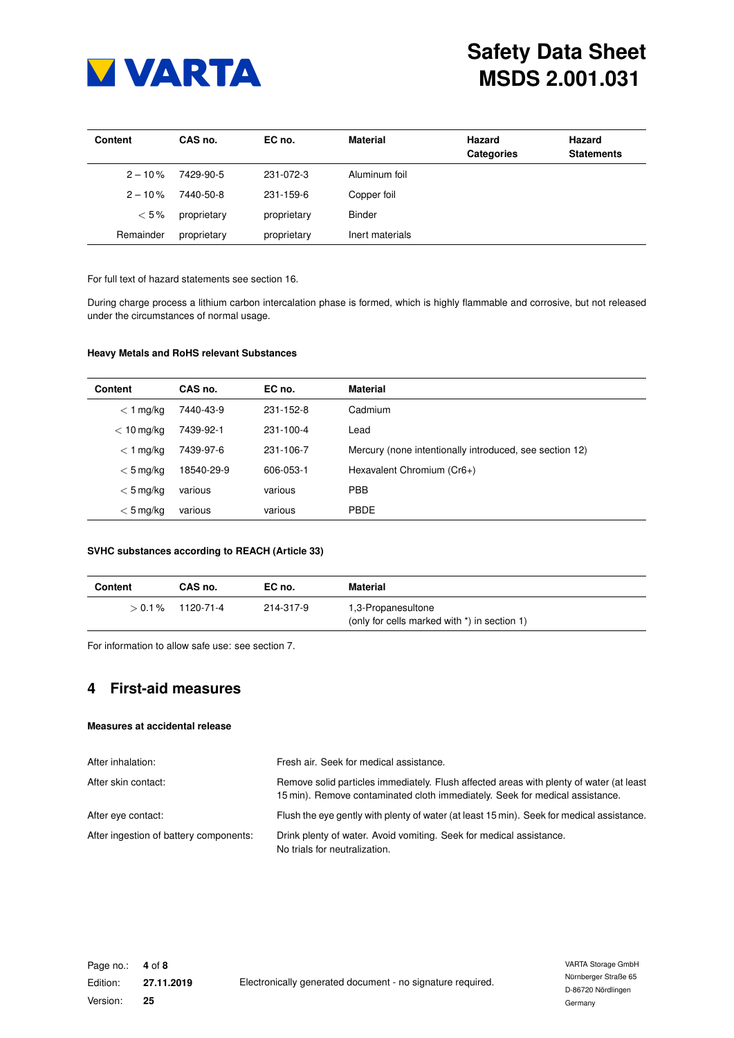| Content | CAS no. | EC no. | Material | Hazard Categories | Hazard Statements |
|---|---|---|---|---|---|
| 2 – 10 % | 7429-90-5 | 231-072-3 | Aluminum foil | | |
| 2 – 10 % | 7440-50-8 | 231-159-6 | Copper foil | | |
| < 5 % | proprietary | proprietary | Binder | | |
| Remainder | proprietary | proprietary | Inert materials | | |

For full text of hazard statements see section 16.

During charge process a lithium carbon intercalation phase is formed, which is highly flammable and corrosive, but not released under the circumstances of normal usage.

#### Heavy Metals and RoHS relevant Substances

| Content | CAS no. | EC no. | Material |
|---|---|---|---|
| < 1 mg/kg | 7440-43-9 | 231-152-8 | Cadmium |
| < 10 mg/kg | 7439-92-1 | 231-100-4 | Lead |
| < 1 mg/kg | 7439-97-6 | 231-106-7 | Mercury (none intentionally introduced, see section 12) |
| < 5 mg/kg | 18540-29-9 | 606-053-1 | Hexavalent Chromium (Cr6+) |
| < 5 mg/kg | various | various | PBB |
| < 5 mg/kg | various | various | PBDE |

#### SVHC substances according to REACH (Article 33)

| Content | CAS no. | EC no. | Material |
|---|---|---|---|
| > 0.1 % | 1120-71-4 | 214-317-9 | 1,3-Propanesultone (only for cells marked with *) in section 1) |

For information to allow safe use: see section 7.

## 4 First-aid measures

#### Measures at accidental release

| | |
|---|---|
| After inhalation: | Fresh air. Seek for medical assistance. |
| After skin contact: | Remove solid particles immediately. Flush affected areas with plenty of water (at least 15 min). Remove contaminated cloth immediately. Seek for medical assistance. |
| After eye contact: | Flush the eye gently with plenty of water (at least 15 min). Seek for medical assistance. |
| After ingestion of battery components: | Drink plenty of water. Avoid vomiting. Seek for medical assistance. No trials for neutralization. |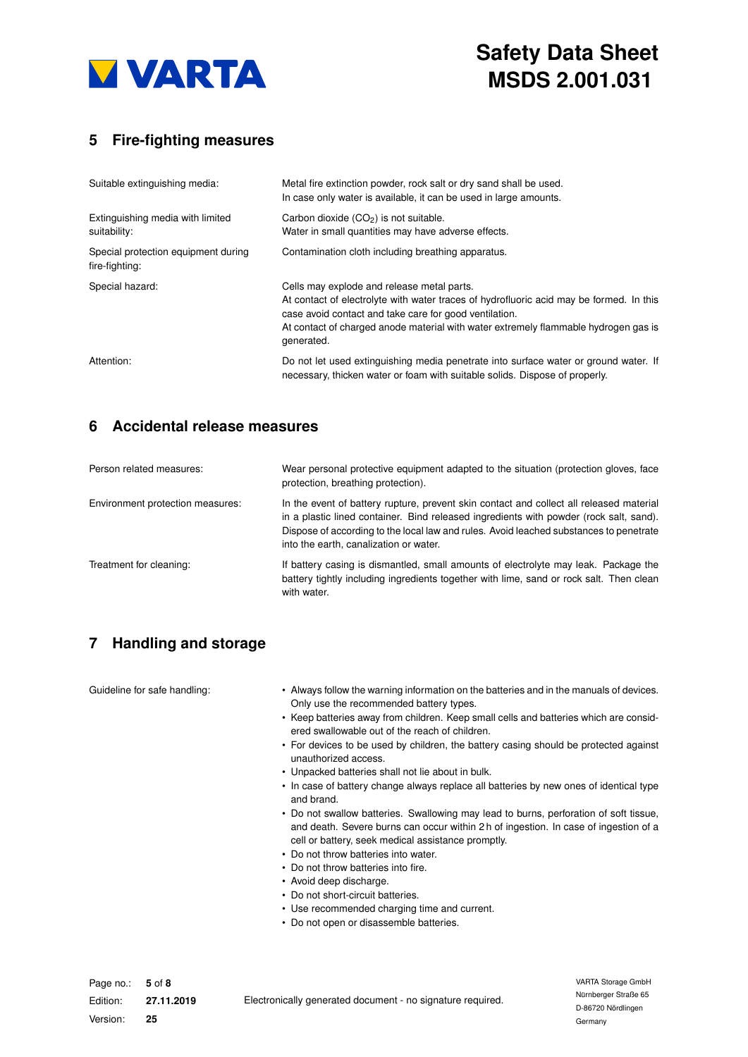## 5 Fire-fighting measures

| | |
|---|---|
| Suitable extinguishing media: | Metal fire extinction powder, rock salt or dry sand shall be used. In case only water is available, it can be used in large amounts. |
| Extinguishing media with limited suitability: | Carbon dioxide ($CO_2$) is not suitable. Water in small quantities may have adverse effects. |
| Special protection equipment during fire-fighting: | Contamination cloth including breathing apparatus. |
| Special hazard: | Cells may explode and release metal parts. At contact of electrolyte with water traces of hydrofluoric acid may be formed. In this case avoid contact and take care for good ventilation. At contact of charged anode material with water extremely flammable hydrogen gas is generated. |
| Attention: | Do not let used extinguishing media penetrate into surface water or ground water. If necessary, thicken water or foam with suitable solids. Dispose of properly. |

## 6 Accidental release measures

| | |
|---|---|
| Person related measures: | Wear personal protective equipment adapted to the situation (protection gloves, face protection, breathing protection). |
| Environment protection measures: | In the event of battery rupture, prevent skin contact and collect all released material in a plastic lined container. Bind released ingredients with powder (rock salt, sand). Dispose of according to the local law and rules. Avoid leached substances to penetrate into the earth, canalization or water. |
| Treatment for cleaning: | If battery casing is dismantled, small amounts of electrolyte may leak. Package the battery tightly including ingredients together with lime, sand or rock salt. Then clean with water. |

## 7 Handling and storage

Guideline for safe handling:

- Always follow the warning information on the batteries and in the manuals of devices. Only use the recommended battery types.
- Keep batteries away from children. Keep small cells and batteries which are considered swallowable out of the reach of children.
- For devices to be used by children, the battery casing should be protected against unauthorized access.
- Unpacked batteries shall not lie about in bulk.
- In case of battery change always replace all batteries by new ones of identical type and brand.
- Do not swallow batteries. Swallowing may lead to burns, perforation of soft tissue, and death. Severe burns can occur within 2 h of ingestion. In case of ingestion of a cell or battery, seek medical assistance promptly.
- Do not throw batteries into water.
- Do not throw batteries into fire.
- Avoid deep discharge.
- Do not short-circuit batteries.
- Use recommended charging time and current.
- Do not open or disassemble batteries.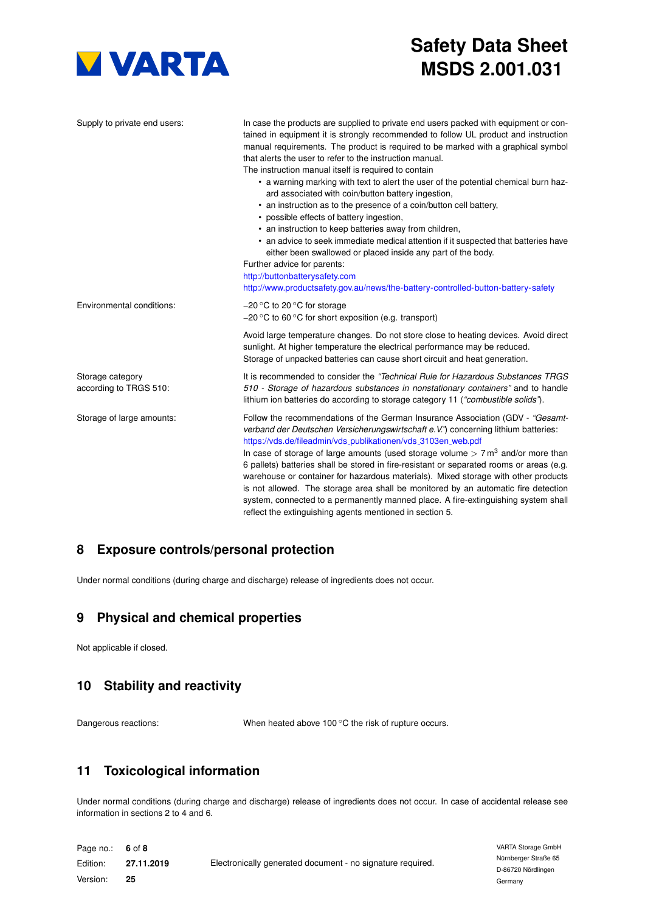| | |
|---|---|
| Supply to private end users: | In case the products are supplied to private end users packed with equipment or contained in equipment it is strongly recommended to follow UL product and instruction manual requirements. The product is required to be marked with a graphical symbol that alerts the user to refer to the instruction manual.<br>The instruction manual itself is required to contain<br>• a warning marking with text to alert the user of the potential chemical burn hazard associated with coin/button battery ingestion,<br>• an instruction as to the presence of a coin/button cell battery,<br>• possible effects of battery ingestion,<br>• an instruction to keep batteries away from children,<br>• an advice to seek immediate medical attention if it suspected that batteries have either been swallowed or placed inside any part of the body.<br>Further advice for parents:<br>http://buttonbatterysafety.com<br>http://www.productsafety.gov.au/news/the-battery-controlled-button-battery-safety |
| Environmental conditions: | −20 °C to 20 °C for storage<br>−20 °C to 60 °C for short exposition (e.g. transport)<br><br>Avoid large temperature changes. Do not store close to heating devices. Avoid direct sunlight. At higher temperature the electrical performance may be reduced. Storage of unpacked batteries can cause short circuit and heat generation. |
| Storage category according to TRGS 510: | It is recommended to consider the *"Technical Rule for Hazardous Substances TRGS 510 - Storage of hazardous substances in nonstationary containers"* and to handle lithium ion batteries do according to storage category 11 (*"combustible solids"*). |
| Storage of large amounts: | Follow the recommendations of the German Insurance Association (GDV - *"Gesamtverband der Deutschen Versicherungswirtschaft e.V."*) concerning lithium batteries:<br>https://vds.de/fileadmin/vds_publikationen/vds_3103en_web.pdf<br>In case of storage of large amounts (used storage volume $> 7\,m^3$ and/or more than 6 pallets) batteries shall be stored in fire-resistant or separated rooms or areas (e.g. warehouse or container for hazardous materials). Mixed storage with other products is not allowed. The storage area shall be monitored by an automatic fire detection system, connected to a permanently manned place. A fire-extinguishing system shall reflect the extinguishing agents mentioned in section 5. |

## 8 Exposure controls/personal protection

Under normal conditions (during charge and discharge) release of ingredients does not occur.

## 9 Physical and chemical properties

Not applicable if closed.

## 10 Stability and reactivity

| | |
|---|---|
| Dangerous reactions: | When heated above 100 °C the risk of rupture occurs. |

## 11 Toxicological information

Under normal conditions (during charge and discharge) release of ingredients does not occur. In case of accidental release see information in sections 2 to 4 and 6.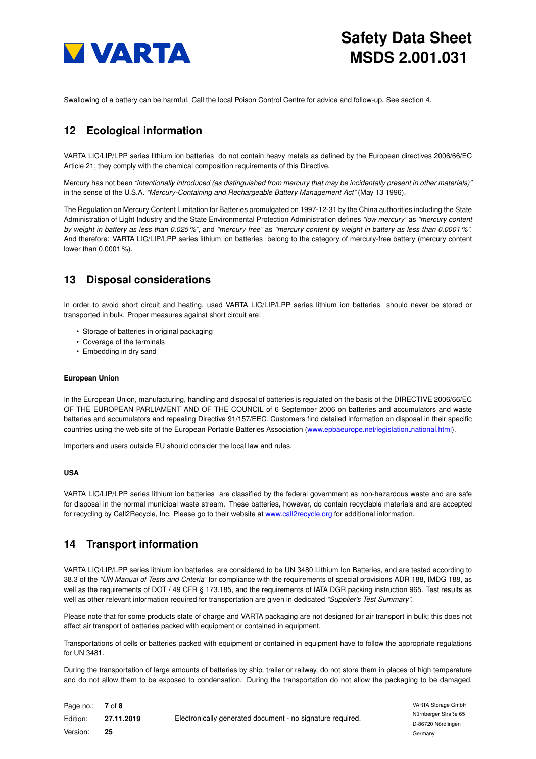Swallowing of a battery can be harmful. Call the local Poison Control Centre for advice and follow-up. See section 4.

## 12 Ecological information

VARTA LIC/LIP/LPP series lithium ion batteries do not contain heavy metals as defined by the European directives 2006/66/EC Article 21; they comply with the chemical composition requirements of this Directive.

Mercury has not been *"intentionally introduced (as distinguished from mercury that may be incidentally present in other materials)"* in the sense of the U.S.A. *"Mercury-Containing and Rechargeable Battery Management Act"* (May 13 1996).

The Regulation on Mercury Content Limitation for Batteries promulgated on 1997-12-31 by the China authorities including the State Administration of Light Industry and the State Environmental Protection Administration defines *"low mercury"* as *"mercury content by weight in battery as less than 0.025 %"*, and *"mercury free"* as *"mercury content by weight in battery as less than 0.0001 %"*. And therefore: VARTA LIC/LIP/LPP series lithium ion batteries belong to the category of mercury-free battery (mercury content lower than 0.0001 %).

## 13 Disposal considerations

In order to avoid short circuit and heating, used VARTA LIC/LIP/LPP series lithium ion batteries should never be stored or transported in bulk. Proper measures against short circuit are:

- Storage of batteries in original packaging
- Coverage of the terminals
- Embedding in dry sand

#### European Union

In the European Union, manufacturing, handling and disposal of batteries is regulated on the basis of the DIRECTIVE 2006/66/EC OF THE EUROPEAN PARLIAMENT AND OF THE COUNCIL of 6 September 2006 on batteries and accumulators and waste batteries and accumulators and repealing Directive 91/157/EEC. Customers find detailed information on disposal in their specific countries using the web site of the European Portable Batteries Association (www.epbaeurope.net/legislation_national.html).

Importers and users outside EU should consider the local law and rules.

#### USA

VARTA LIC/LIP/LPP series lithium ion batteries are classified by the federal government as non-hazardous waste and are safe for disposal in the normal municipal waste stream. These batteries, however, do contain recyclable materials and are accepted for recycling by Call2Recycle, Inc. Please go to their website at www.call2recycle.org for additional information.

## 14 Transport information

VARTA LIC/LIP/LPP series lithium ion batteries are considered to be UN 3480 Lithium Ion Batteries, and are tested according to 38.3 of the *"UN Manual of Tests and Criteria"* for compliance with the requirements of special provisions ADR 188, IMDG 188, as well as the requirements of DOT / 49 CFR § 173.185, and the requirements of IATA DGR packing instruction 965. Test results as well as other relevant information required for transportation are given in dedicated *"Supplier's Test Summary"*.

Please note that for some products state of charge and VARTA packaging are not designed for air transport in bulk; this does not affect air transport of batteries packed with equipment or contained in equipment.

Transportations of cells or batteries packed with equipment or contained in equipment have to follow the appropriate regulations for UN 3481.

During the transportation of large amounts of batteries by ship, trailer or railway, do not store them in places of high temperature and do not allow them to be exposed to condensation. During the transportation do not allow the packaging to be damaged,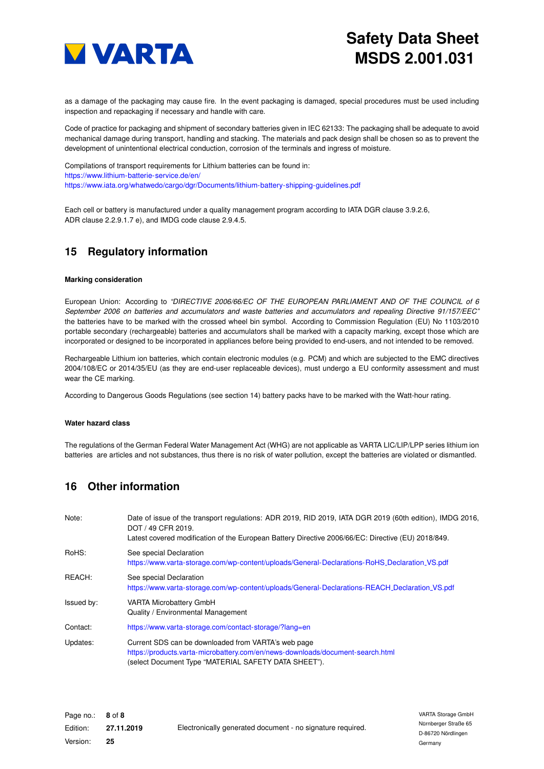as a damage of the packaging may cause fire. In the event packaging is damaged, special procedures must be used including inspection and repackaging if necessary and handle with care.

Code of practice for packaging and shipment of secondary batteries given in IEC 62133: The packaging shall be adequate to avoid mechanical damage during transport, handling and stacking. The materials and pack design shall be chosen so as to prevent the development of unintentional electrical conduction, corrosion of the terminals and ingress of moisture.

Compilations of transport requirements for Lithium batteries can be found in:
https://www.lithium-batterie-service.de/en/
https://www.iata.org/whatwedo/cargo/dgr/Documents/lithium-battery-shipping-guidelines.pdf

Each cell or battery is manufactured under a quality management program according to IATA DGR clause 3.9.2.6, ADR clause 2.2.9.1.7 e), and IMDG code clause 2.9.4.5.

## 15 Regulatory information

#### Marking consideration

European Union: According to *"DIRECTIVE 2006/66/EC OF THE EUROPEAN PARLIAMENT AND OF THE COUNCIL of 6 September 2006 on batteries and accumulators and waste batteries and accumulators and repealing Directive 91/157/EEC"* the batteries have to be marked with the crossed wheel bin symbol. According to Commission Regulation (EU) No 1103/2010 portable secondary (rechargeable) batteries and accumulators shall be marked with a capacity marking, except those which are incorporated or designed to be incorporated in appliances before being provided to end-users, and not intended to be removed.

Rechargeable Lithium ion batteries, which contain electronic modules (e.g. PCM) and which are subjected to the EMC directives 2004/108/EC or 2014/35/EU (as they are end-user replaceable devices), must undergo a EU conformity assessment and must wear the CE marking.

According to Dangerous Goods Regulations (see section 14) battery packs have to be marked with the Watt-hour rating.

#### Water hazard class

The regulations of the German Federal Water Management Act (WHG) are not applicable as VARTA LIC/LIP/LPP series lithium ion batteries are articles and not substances, thus there is no risk of water pollution, except the batteries are violated or dismantled.

## 16 Other information

| | |
|---|---|
| Note: | Date of issue of the transport regulations: ADR 2019, RID 2019, IATA DGR 2019 (60th edition), IMDG 2016, DOT / 49 CFR 2019.<br>Latest covered modification of the European Battery Directive 2006/66/EC: Directive (EU) 2018/849. |
| RoHS: | See special Declaration<br>https://www.varta-storage.com/wp-content/uploads/General-Declarations-RoHS_Declaration_VS.pdf |
| REACH: | See special Declaration<br>https://www.varta-storage.com/wp-content/uploads/General-Declarations-REACH_Declaration_VS.pdf |
| Issued by: | VARTA Microbattery GmbH<br>Quality / Environmental Management |
| Contact: | https://www.varta-storage.com/contact-storage/?lang=en |
| Updates: | Current SDS can be downloaded from VARTA's web page<br>https://products.varta-microbattery.com/en/news-downloads/document-search.html<br>(select Document Type "MATERIAL SAFETY DATA SHEET"). |